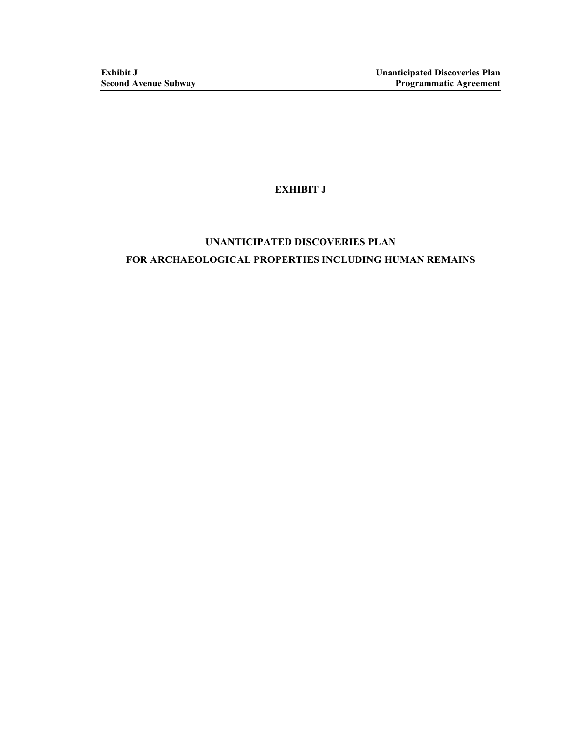# EXHIBIT J

## UNANTICIPATED DISCOVERIES PLAN
## FOR ARCHAEOLOGICAL PROPERTIES INCLUDING HUMAN REMAINS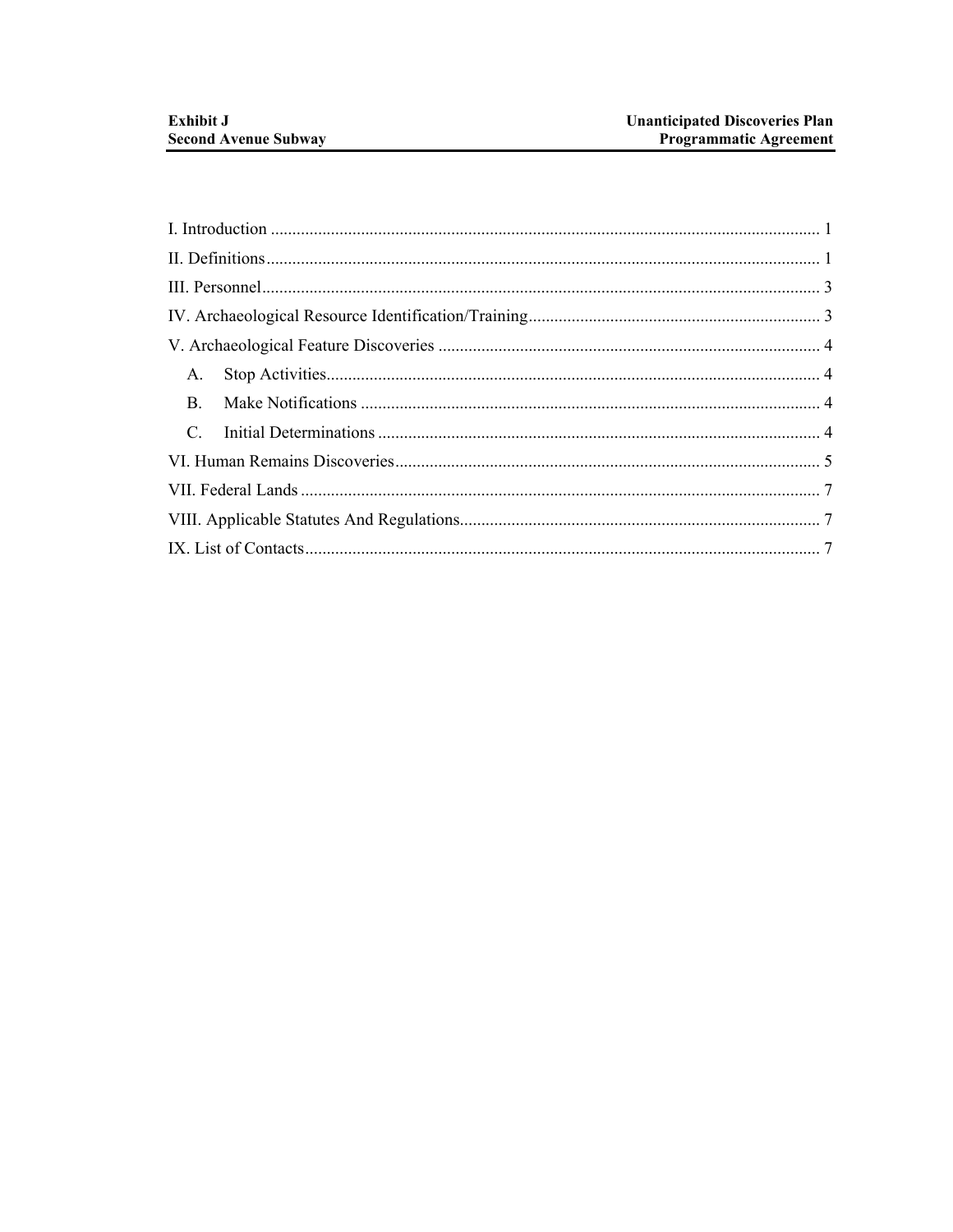I. Introduction ............................................................................................................................ 1

II. Definitions ............................................................................................................................. 1

III. Personnel ............................................................................................................................. 3

IV. Archaeological Resource Identification/Training .................................................................... 3

V. Archaeological Feature Discoveries ......................................................................................... 4

- A. Stop Activities ..................................................................................................................... 4
- B. Make Notifications .............................................................................................................. 4
- C. Initial Determinations .......................................................................................................... 4

VI. Human Remains Discoveries .................................................................................................. 5

VII. Federal Lands ....................................................................................................................... 7

VIII. Applicable Statutes And Regulations .................................................................................... 7

IX. List of Contacts ...................................................................................................................... 7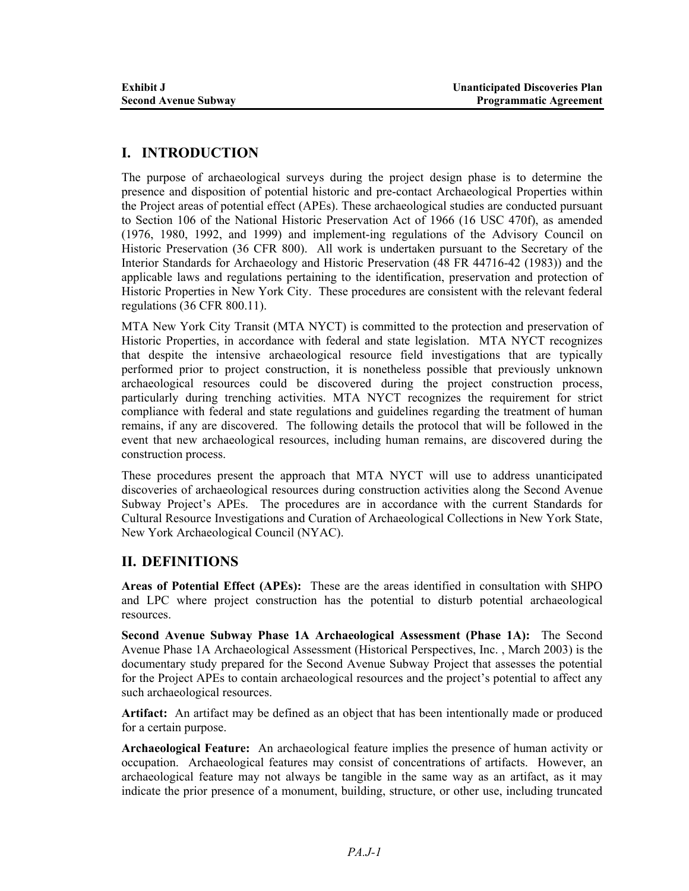# I. INTRODUCTION

The purpose of archaeological surveys during the project design phase is to determine the presence and disposition of potential historic and pre-contact Archaeological Properties within the Project areas of potential effect (APEs). These archaeological studies are conducted pursuant to Section 106 of the National Historic Preservation Act of 1966 (16 USC 470f), as amended (1976, 1980, 1992, and 1999) and implement-ing regulations of the Advisory Council on Historic Preservation (36 CFR 800). All work is undertaken pursuant to the Secretary of the Interior Standards for Archaeology and Historic Preservation (48 FR 44716-42 (1983)) and the applicable laws and regulations pertaining to the identification, preservation and protection of Historic Properties in New York City. These procedures are consistent with the relevant federal regulations (36 CFR 800.11).

MTA New York City Transit (MTA NYCT) is committed to the protection and preservation of Historic Properties, in accordance with federal and state legislation. MTA NYCT recognizes that despite the intensive archaeological resource field investigations that are typically performed prior to project construction, it is nonetheless possible that previously unknown archaeological resources could be discovered during the project construction process, particularly during trenching activities. MTA NYCT recognizes the requirement for strict compliance with federal and state regulations and guidelines regarding the treatment of human remains, if any are discovered. The following details the protocol that will be followed in the event that new archaeological resources, including human remains, are discovered during the construction process.

These procedures present the approach that MTA NYCT will use to address unanticipated discoveries of archaeological resources during construction activities along the Second Avenue Subway Project's APEs. The procedures are in accordance with the current Standards for Cultural Resource Investigations and Curation of Archaeological Collections in New York State, New York Archaeological Council (NYAC).

# II. DEFINITIONS

**Areas of Potential Effect (APEs):** These are the areas identified in consultation with SHPO and LPC where project construction has the potential to disturb potential archaeological resources.

**Second Avenue Subway Phase 1A Archaeological Assessment (Phase 1A):** The Second Avenue Phase 1A Archaeological Assessment (Historical Perspectives, Inc. , March 2003) is the documentary study prepared for the Second Avenue Subway Project that assesses the potential for the Project APEs to contain archaeological resources and the project's potential to affect any such archaeological resources.

**Artifact:** An artifact may be defined as an object that has been intentionally made or produced for a certain purpose.

**Archaeological Feature:** An archaeological feature implies the presence of human activity or occupation. Archaeological features may consist of concentrations of artifacts. However, an archaeological feature may not always be tangible in the same way as an artifact, as it may indicate the prior presence of a monument, building, structure, or other use, including truncated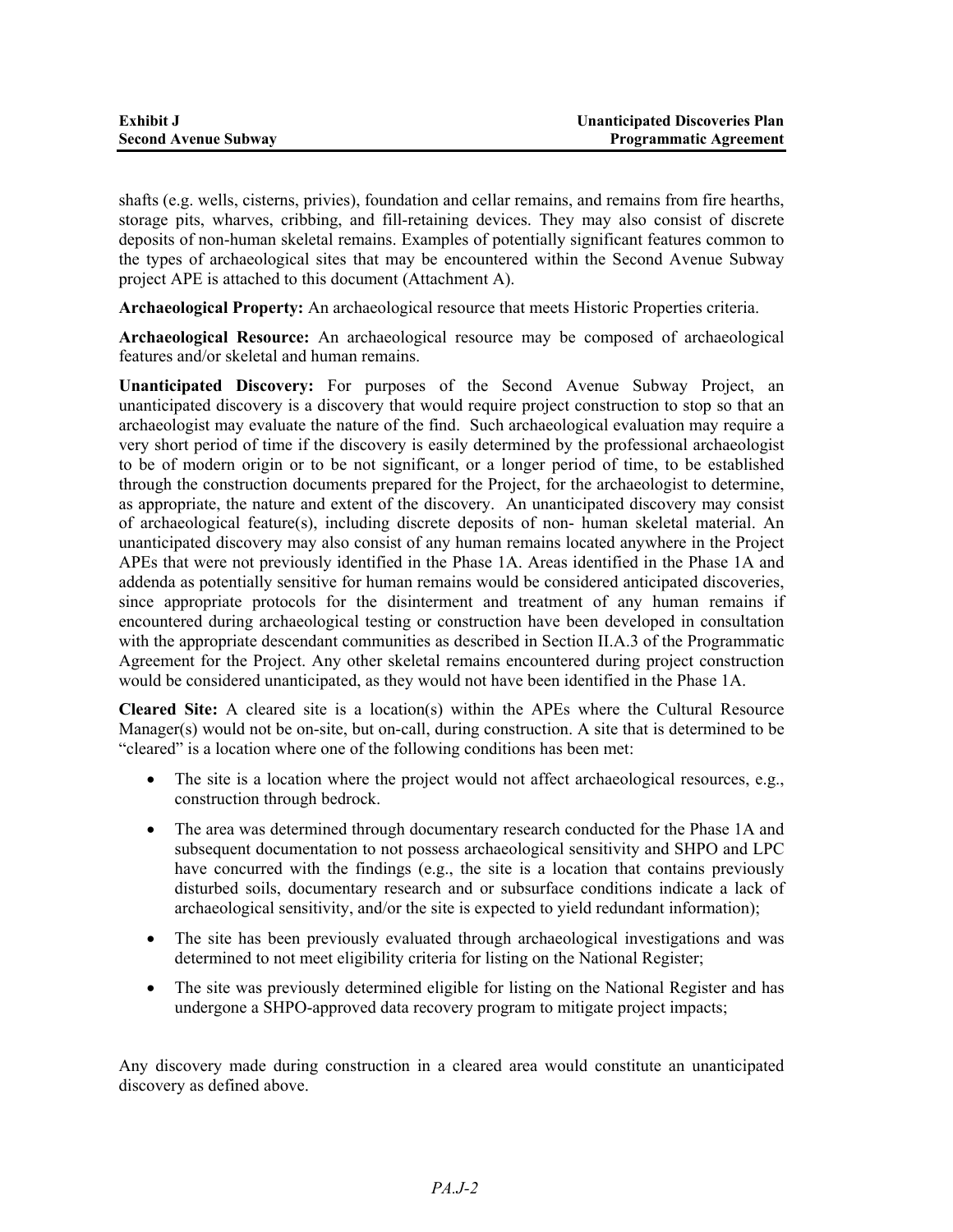shafts (e.g. wells, cisterns, privies), foundation and cellar remains, and remains from fire hearths, storage pits, wharves, cribbing, and fill-retaining devices. They may also consist of discrete deposits of non-human skeletal remains. Examples of potentially significant features common to the types of archaeological sites that may be encountered within the Second Avenue Subway project APE is attached to this document (Attachment A).

**Archaeological Property:** An archaeological resource that meets Historic Properties criteria.

**Archaeological Resource:** An archaeological resource may be composed of archaeological features and/or skeletal and human remains.

**Unanticipated Discovery:** For purposes of the Second Avenue Subway Project, an unanticipated discovery is a discovery that would require project construction to stop so that an archaeologist may evaluate the nature of the find. Such archaeological evaluation may require a very short period of time if the discovery is easily determined by the professional archaeologist to be of modern origin or to be not significant, or a longer period of time, to be established through the construction documents prepared for the Project, for the archaeologist to determine, as appropriate, the nature and extent of the discovery. An unanticipated discovery may consist of archaeological feature(s), including discrete deposits of non- human skeletal material. An unanticipated discovery may also consist of any human remains located anywhere in the Project APEs that were not previously identified in the Phase 1A. Areas identified in the Phase 1A and addenda as potentially sensitive for human remains would be considered anticipated discoveries, since appropriate protocols for the disinterment and treatment of any human remains if encountered during archaeological testing or construction have been developed in consultation with the appropriate descendant communities as described in Section II.A.3 of the Programmatic Agreement for the Project. Any other skeletal remains encountered during project construction would be considered unanticipated, as they would not have been identified in the Phase 1A.

**Cleared Site:** A cleared site is a location(s) within the APEs where the Cultural Resource Manager(s) would not be on-site, but on-call, during construction. A site that is determined to be "cleared" is a location where one of the following conditions has been met:

- The site is a location where the project would not affect archaeological resources, e.g., construction through bedrock.
- The area was determined through documentary research conducted for the Phase 1A and subsequent documentation to not possess archaeological sensitivity and SHPO and LPC have concurred with the findings (e.g., the site is a location that contains previously disturbed soils, documentary research and or subsurface conditions indicate a lack of archaeological sensitivity, and/or the site is expected to yield redundant information);
- The site has been previously evaluated through archaeological investigations and was determined to not meet eligibility criteria for listing on the National Register;
- The site was previously determined eligible for listing on the National Register and has undergone a SHPO-approved data recovery program to mitigate project impacts;

Any discovery made during construction in a cleared area would constitute an unanticipated discovery as defined above.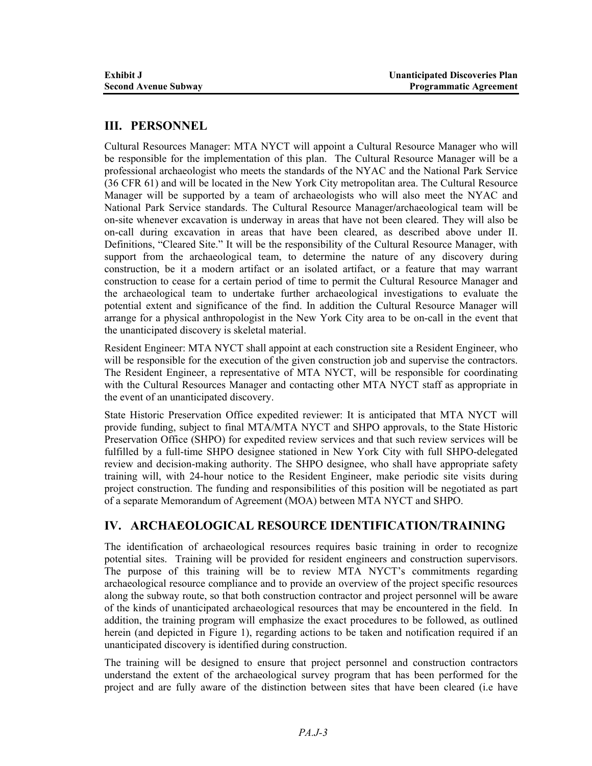## III. PERSONNEL

Cultural Resources Manager: MTA NYCT will appoint a Cultural Resource Manager who will be responsible for the implementation of this plan. The Cultural Resource Manager will be a professional archaeologist who meets the standards of the NYAC and the National Park Service (36 CFR 61) and will be located in the New York City metropolitan area. The Cultural Resource Manager will be supported by a team of archaeologists who will also meet the NYAC and National Park Service standards. The Cultural Resource Manager/archaeological team will be on-site whenever excavation is underway in areas that have not been cleared. They will also be on-call during excavation in areas that have been cleared, as described above under II. Definitions, "Cleared Site." It will be the responsibility of the Cultural Resource Manager, with support from the archaeological team, to determine the nature of any discovery during construction, be it a modern artifact or an isolated artifact, or a feature that may warrant construction to cease for a certain period of time to permit the Cultural Resource Manager and the archaeological team to undertake further archaeological investigations to evaluate the potential extent and significance of the find. In addition the Cultural Resource Manager will arrange for a physical anthropologist in the New York City area to be on-call in the event that the unanticipated discovery is skeletal material.

Resident Engineer: MTA NYCT shall appoint at each construction site a Resident Engineer, who will be responsible for the execution of the given construction job and supervise the contractors. The Resident Engineer, a representative of MTA NYCT, will be responsible for coordinating with the Cultural Resources Manager and contacting other MTA NYCT staff as appropriate in the event of an unanticipated discovery.

State Historic Preservation Office expedited reviewer: It is anticipated that MTA NYCT will provide funding, subject to final MTA/MTA NYCT and SHPO approvals, to the State Historic Preservation Office (SHPO) for expedited review services and that such review services will be fulfilled by a full-time SHPO designee stationed in New York City with full SHPO-delegated review and decision-making authority. The SHPO designee, who shall have appropriate safety training will, with 24-hour notice to the Resident Engineer, make periodic site visits during project construction. The funding and responsibilities of this position will be negotiated as part of a separate Memorandum of Agreement (MOA) between MTA NYCT and SHPO.

## IV. ARCHAEOLOGICAL RESOURCE IDENTIFICATION/TRAINING

The identification of archaeological resources requires basic training in order to recognize potential sites. Training will be provided for resident engineers and construction supervisors. The purpose of this training will be to review MTA NYCT's commitments regarding archaeological resource compliance and to provide an overview of the project specific resources along the subway route, so that both construction contractor and project personnel will be aware of the kinds of unanticipated archaeological resources that may be encountered in the field. In addition, the training program will emphasize the exact procedures to be followed, as outlined herein (and depicted in Figure 1), regarding actions to be taken and notification required if an unanticipated discovery is identified during construction.

The training will be designed to ensure that project personnel and construction contractors understand the extent of the archaeological survey program that has been performed for the project and are fully aware of the distinction between sites that have been cleared (i.e have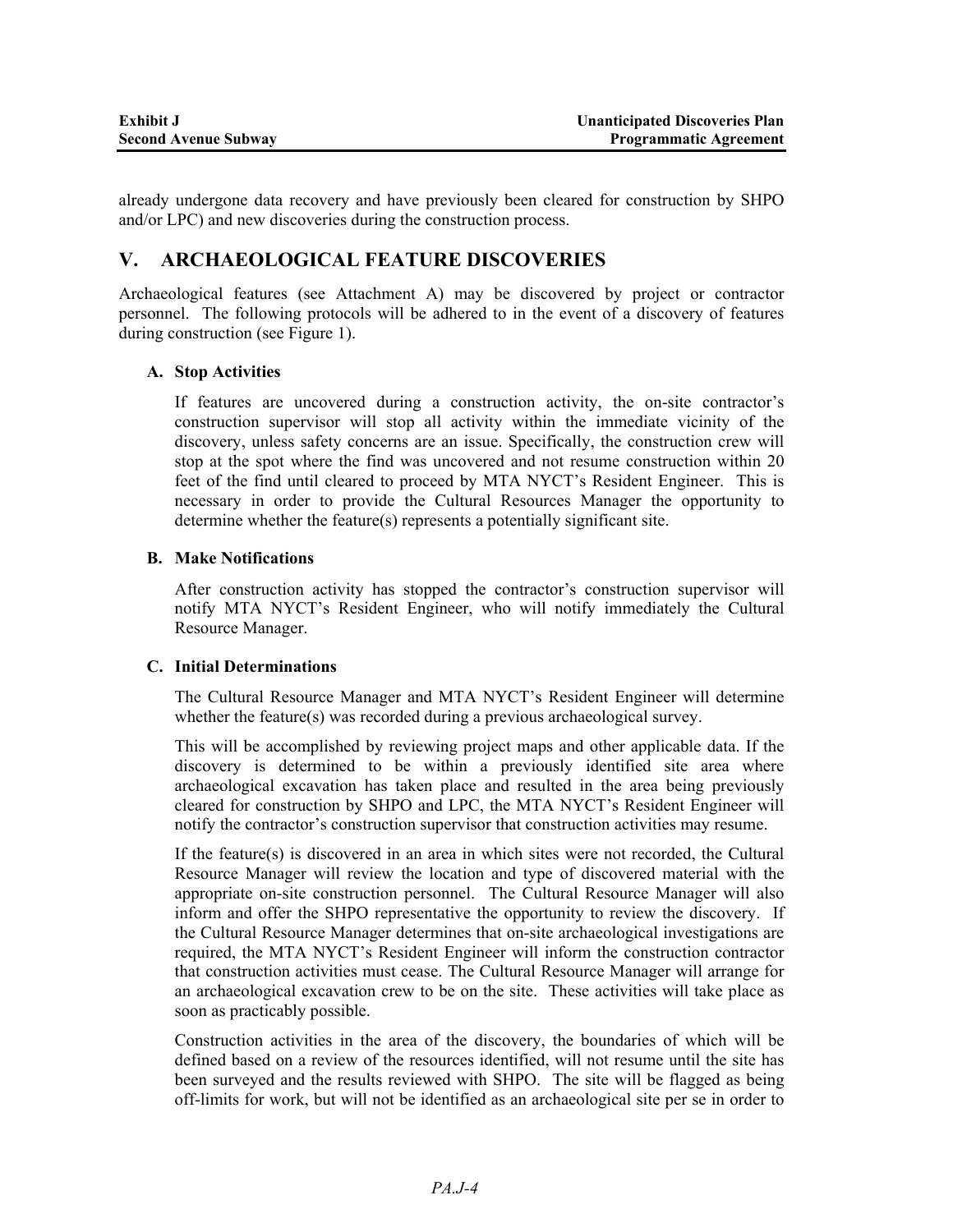already undergone data recovery and have previously been cleared for construction by SHPO and/or LPC) and new discoveries during the construction process.

## V. ARCHAEOLOGICAL FEATURE DISCOVERIES

Archaeological features (see Attachment A) may be discovered by project or contractor personnel. The following protocols will be adhered to in the event of a discovery of features during construction (see Figure 1).

### A. Stop Activities

If features are uncovered during a construction activity, the on-site contractor's construction supervisor will stop all activity within the immediate vicinity of the discovery, unless safety concerns are an issue. Specifically, the construction crew will stop at the spot where the find was uncovered and not resume construction within 20 feet of the find until cleared to proceed by MTA NYCT's Resident Engineer. This is necessary in order to provide the Cultural Resources Manager the opportunity to determine whether the feature(s) represents a potentially significant site.

### B. Make Notifications

After construction activity has stopped the contractor's construction supervisor will notify MTA NYCT's Resident Engineer, who will notify immediately the Cultural Resource Manager.

### C. Initial Determinations

The Cultural Resource Manager and MTA NYCT's Resident Engineer will determine whether the feature(s) was recorded during a previous archaeological survey.

This will be accomplished by reviewing project maps and other applicable data. If the discovery is determined to be within a previously identified site area where archaeological excavation has taken place and resulted in the area being previously cleared for construction by SHPO and LPC, the MTA NYCT's Resident Engineer will notify the contractor's construction supervisor that construction activities may resume.

If the feature(s) is discovered in an area in which sites were not recorded, the Cultural Resource Manager will review the location and type of discovered material with the appropriate on-site construction personnel. The Cultural Resource Manager will also inform and offer the SHPO representative the opportunity to review the discovery. If the Cultural Resource Manager determines that on-site archaeological investigations are required, the MTA NYCT's Resident Engineer will inform the construction contractor that construction activities must cease. The Cultural Resource Manager will arrange for an archaeological excavation crew to be on the site. These activities will take place as soon as practicably possible.

Construction activities in the area of the discovery, the boundaries of which will be defined based on a review of the resources identified, will not resume until the site has been surveyed and the results reviewed with SHPO. The site will be flagged as being off-limits for work, but will not be identified as an archaeological site per se in order to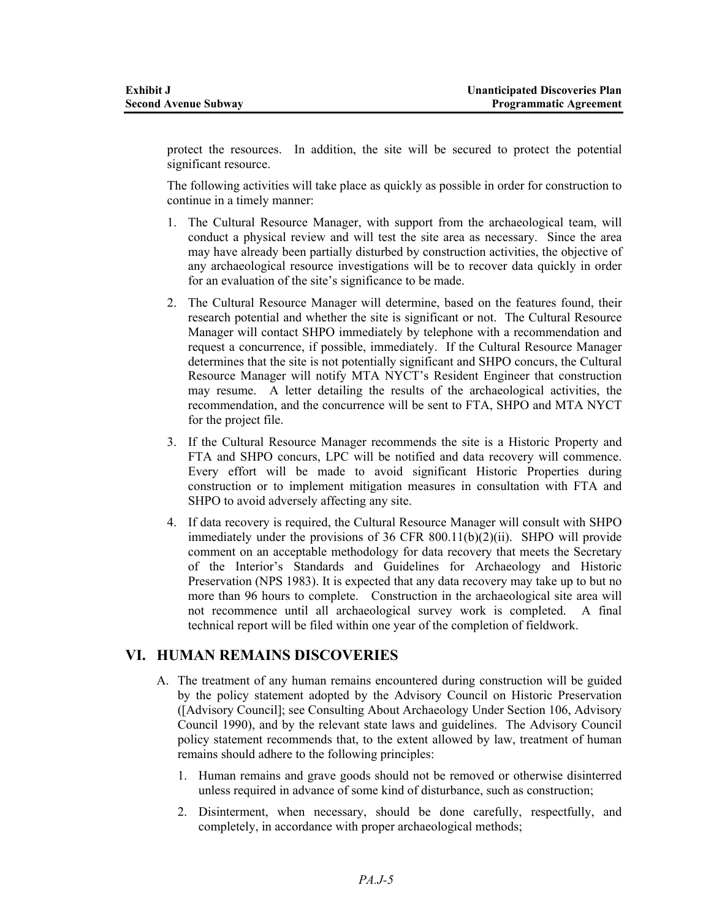protect the resources. In addition, the site will be secured to protect the potential significant resource.

The following activities will take place as quickly as possible in order for construction to continue in a timely manner:

1. The Cultural Resource Manager, with support from the archaeological team, will conduct a physical review and will test the site area as necessary. Since the area may have already been partially disturbed by construction activities, the objective of any archaeological resource investigations will be to recover data quickly in order for an evaluation of the site's significance to be made.

2. The Cultural Resource Manager will determine, based on the features found, their research potential and whether the site is significant or not. The Cultural Resource Manager will contact SHPO immediately by telephone with a recommendation and request a concurrence, if possible, immediately. If the Cultural Resource Manager determines that the site is not potentially significant and SHPO concurs, the Cultural Resource Manager will notify MTA NYCT's Resident Engineer that construction may resume. A letter detailing the results of the archaeological activities, the recommendation, and the concurrence will be sent to FTA, SHPO and MTA NYCT for the project file.

3. If the Cultural Resource Manager recommends the site is a Historic Property and FTA and SHPO concurs, LPC will be notified and data recovery will commence. Every effort will be made to avoid significant Historic Properties during construction or to implement mitigation measures in consultation with FTA and SHPO to avoid adversely affecting any site.

4. If data recovery is required, the Cultural Resource Manager will consult with SHPO immediately under the provisions of 36 CFR 800.11(b)(2)(ii). SHPO will provide comment on an acceptable methodology for data recovery that meets the Secretary of the Interior's Standards and Guidelines for Archaeology and Historic Preservation (NPS 1983). It is expected that any data recovery may take up to but no more than 96 hours to complete. Construction in the archaeological site area will not recommence until all archaeological survey work is completed. A final technical report will be filed within one year of the completion of fieldwork.

## VI. HUMAN REMAINS DISCOVERIES

A. The treatment of any human remains encountered during construction will be guided by the policy statement adopted by the Advisory Council on Historic Preservation ([Advisory Council]; see Consulting About Archaeology Under Section 106, Advisory Council 1990), and by the relevant state laws and guidelines. The Advisory Council policy statement recommends that, to the extent allowed by law, treatment of human remains should adhere to the following principles:

   1. Human remains and grave goods should not be removed or otherwise disinterred unless required in advance of some kind of disturbance, such as construction;

   2. Disinterment, when necessary, should be done carefully, respectfully, and completely, in accordance with proper archaeological methods;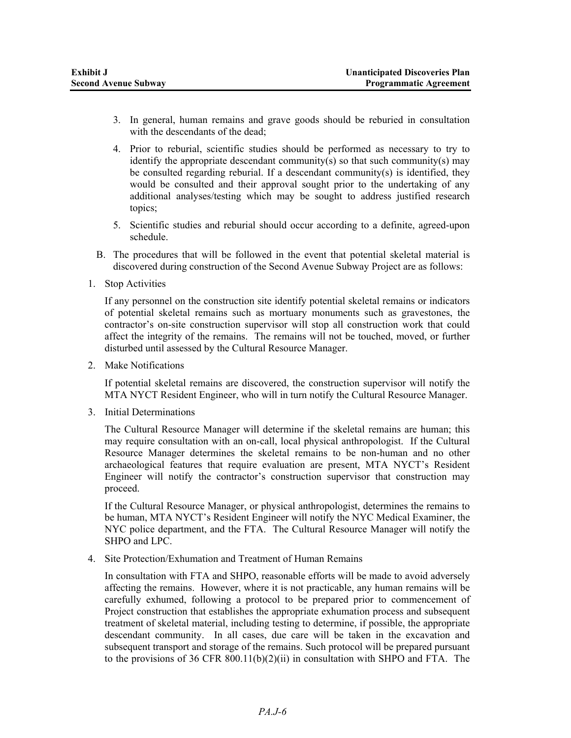3. In general, human remains and grave goods should be reburied in consultation with the descendants of the dead;

4. Prior to reburial, scientific studies should be performed as necessary to try to identify the appropriate descendant community(s) so that such community(s) may be consulted regarding reburial. If a descendant community(s) is identified, they would be consulted and their approval sought prior to the undertaking of any additional analyses/testing which may be sought to address justified research topics;

5. Scientific studies and reburial should occur according to a definite, agreed-upon schedule.

B. The procedures that will be followed in the event that potential skeletal material is discovered during construction of the Second Avenue Subway Project are as follows:

1. Stop Activities

   If any personnel on the construction site identify potential skeletal remains or indicators of potential skeletal remains such as mortuary monuments such as gravestones, the contractor's on-site construction supervisor will stop all construction work that could affect the integrity of the remains. The remains will not be touched, moved, or further disturbed until assessed by the Cultural Resource Manager.

2. Make Notifications

   If potential skeletal remains are discovered, the construction supervisor will notify the MTA NYCT Resident Engineer, who will in turn notify the Cultural Resource Manager.

3. Initial Determinations

   The Cultural Resource Manager will determine if the skeletal remains are human; this may require consultation with an on-call, local physical anthropologist. If the Cultural Resource Manager determines the skeletal remains to be non-human and no other archaeological features that require evaluation are present, MTA NYCT's Resident Engineer will notify the contractor's construction supervisor that construction may proceed.

   If the Cultural Resource Manager, or physical anthropologist, determines the remains to be human, MTA NYCT's Resident Engineer will notify the NYC Medical Examiner, the NYC police department, and the FTA. The Cultural Resource Manager will notify the SHPO and LPC.

4. Site Protection/Exhumation and Treatment of Human Remains

   In consultation with FTA and SHPO, reasonable efforts will be made to avoid adversely affecting the remains. However, where it is not practicable, any human remains will be carefully exhumed, following a protocol to be prepared prior to commencement of Project construction that establishes the appropriate exhumation process and subsequent treatment of skeletal material, including testing to determine, if possible, the appropriate descendant community. In all cases, due care will be taken in the excavation and subsequent transport and storage of the remains. Such protocol will be prepared pursuant to the provisions of 36 CFR 800.11(b)(2)(ii) in consultation with SHPO and FTA. The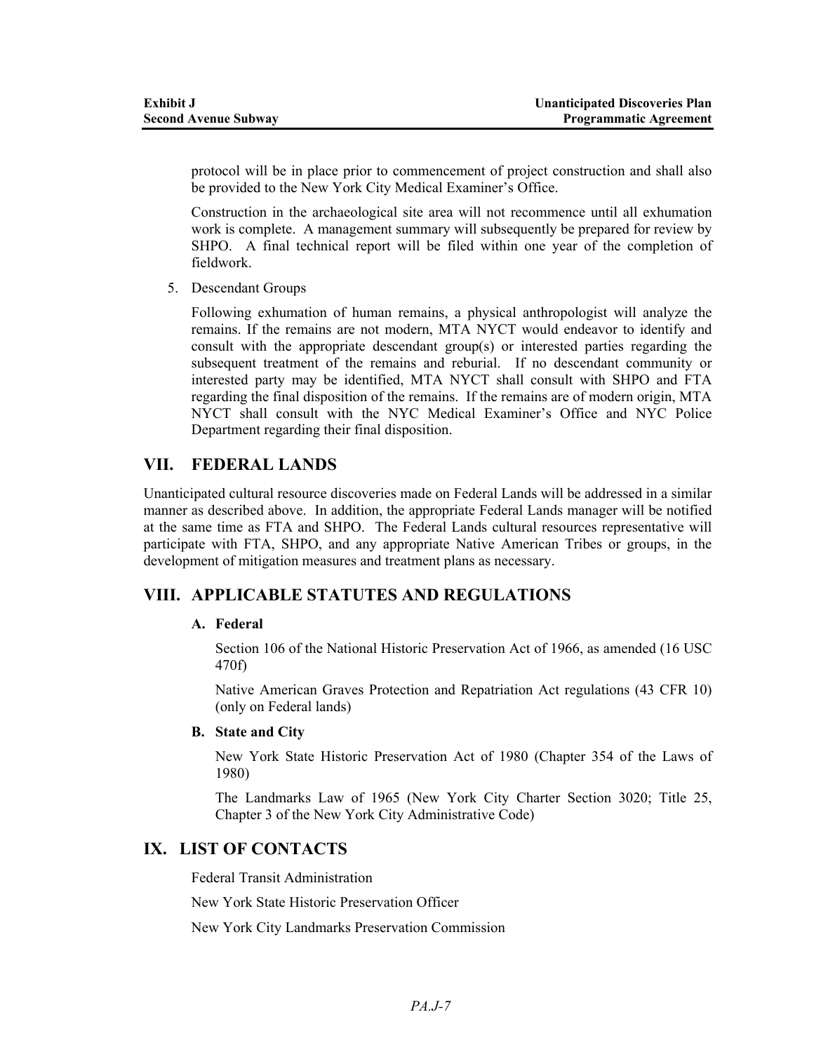protocol will be in place prior to commencement of project construction and shall also be provided to the New York City Medical Examiner's Office.

Construction in the archaeological site area will not recommence until all exhumation work is complete. A management summary will subsequently be prepared for review by SHPO. A final technical report will be filed within one year of the completion of fieldwork.

5. Descendant Groups

   Following exhumation of human remains, a physical anthropologist will analyze the remains. If the remains are not modern, MTA NYCT would endeavor to identify and consult with the appropriate descendant group(s) or interested parties regarding the subsequent treatment of the remains and reburial. If no descendant community or interested party may be identified, MTA NYCT shall consult with SHPO and FTA regarding the final disposition of the remains. If the remains are of modern origin, MTA NYCT shall consult with the NYC Medical Examiner's Office and NYC Police Department regarding their final disposition.

## VII. FEDERAL LANDS

Unanticipated cultural resource discoveries made on Federal Lands will be addressed in a similar manner as described above. In addition, the appropriate Federal Lands manager will be notified at the same time as FTA and SHPO. The Federal Lands cultural resources representative will participate with FTA, SHPO, and any appropriate Native American Tribes or groups, in the development of mitigation measures and treatment plans as necessary.

## VIII. APPLICABLE STATUTES AND REGULATIONS

### A. Federal

Section 106 of the National Historic Preservation Act of 1966, as amended (16 USC 470f)

Native American Graves Protection and Repatriation Act regulations (43 CFR 10) (only on Federal lands)

### B. State and City

New York State Historic Preservation Act of 1980 (Chapter 354 of the Laws of 1980)

The Landmarks Law of 1965 (New York City Charter Section 3020; Title 25, Chapter 3 of the New York City Administrative Code)

## IX. LIST OF CONTACTS

Federal Transit Administration

New York State Historic Preservation Officer

New York City Landmarks Preservation Commission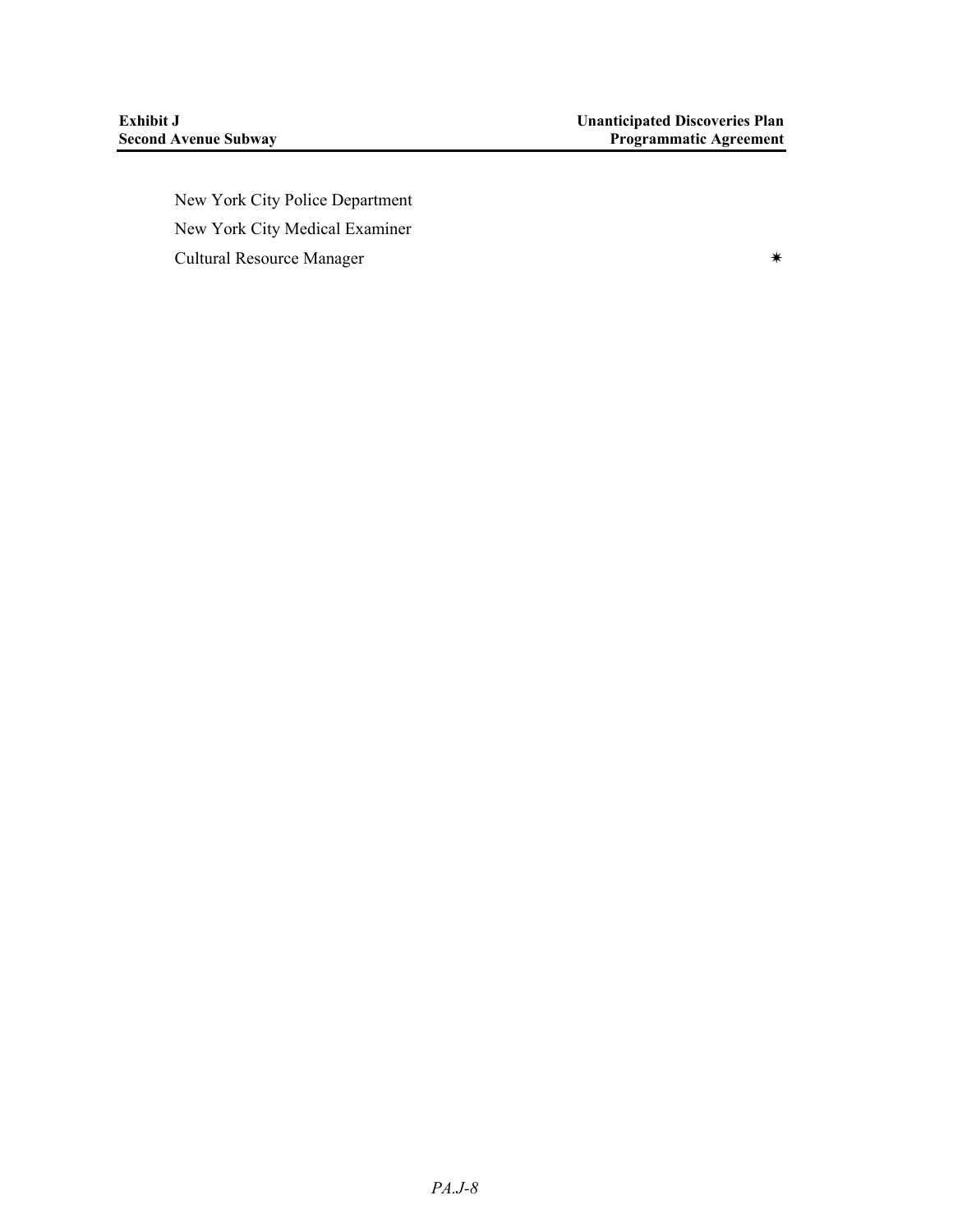New York City Police Department

New York City Medical Examiner

Cultural Resource Manager ✷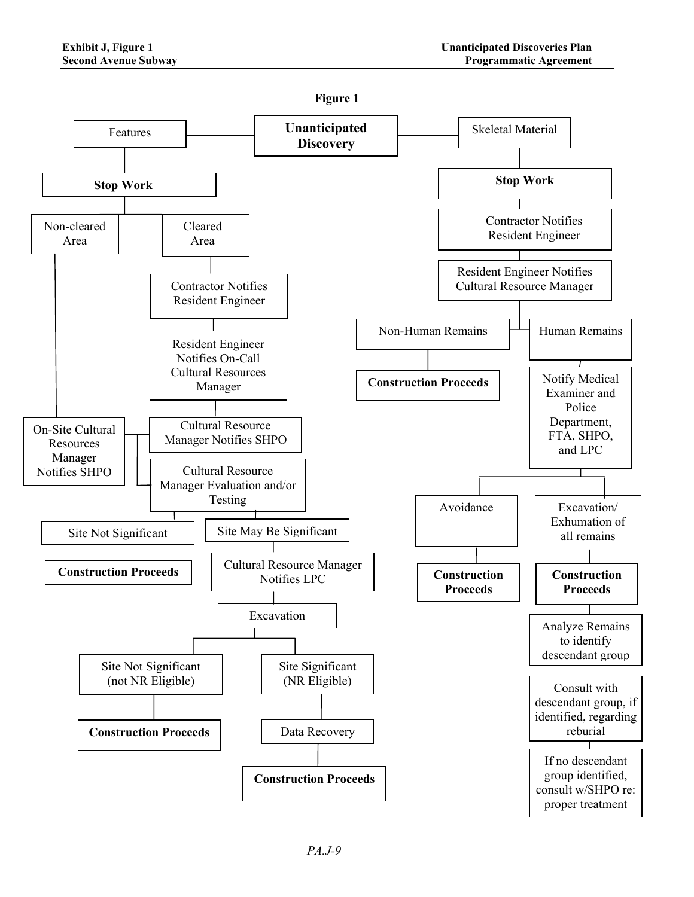**Figure 1**

- **Unanticipated Discovery**
  - Features
    - **Stop Work**
      - Non-cleared Area
        - On-Site Cultural Resources Manager Notifies SHPO
      - Cleared Area
        - Contractor Notifies Resident Engineer
        - Resident Engineer Notifies On-Call Cultural Resources Manager
        - Cultural Resource Manager Notifies SHPO
      - Cultural Resource Manager Evaluation and/or Testing
        - Site Not Significant
          - **Construction Proceeds**
        - Site May Be Significant
          - Cultural Resource Manager Notifies LPC
          - Excavation
            - Site Not Significant (not NR Eligible)
              - **Construction Proceeds**
            - Site Significant (NR Eligible)
              - Data Recovery
              - **Construction Proceeds**
  - Skeletal Material
    - **Stop Work**
    - Contractor Notifies Resident Engineer
    - Resident Engineer Notifies Cultural Resource Manager
      - Non-Human Remains
        - **Construction Proceeds**
      - Human Remains
        - Notify Medical Examiner and Police Department, FTA, SHPO, and LPC
          - Avoidance
            - **Construction Proceeds**
          - Excavation/ Exhumation of all remains
            - **Construction Proceeds**
            - Analyze Remains to identify descendant group
            - Consult with descendant group, if identified, regarding reburial
            - If no descendant group identified, consult w/SHPO re: proper treatment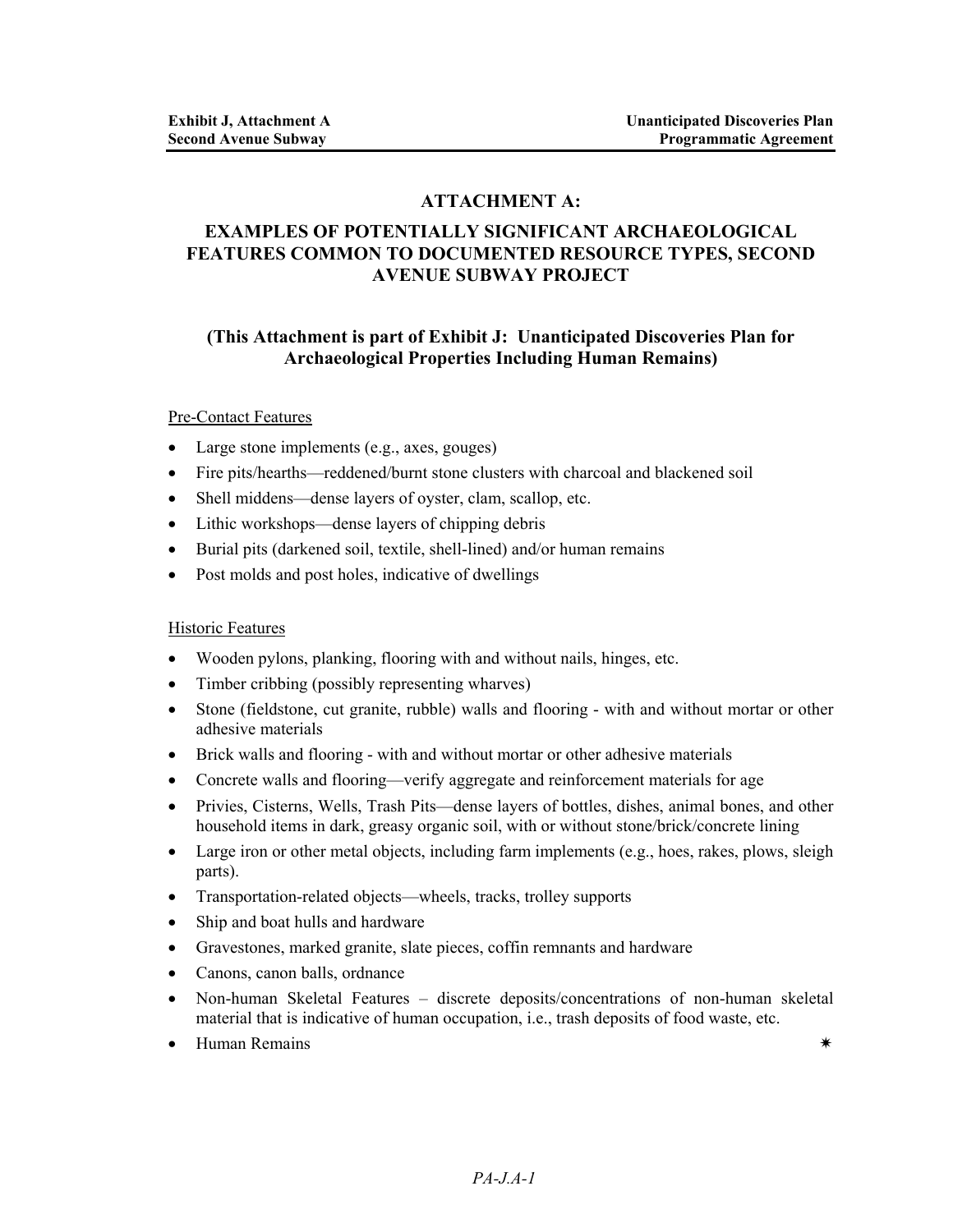# ATTACHMENT A:

# EXAMPLES OF POTENTIALLY SIGNIFICANT ARCHAEOLOGICAL FEATURES COMMON TO DOCUMENTED RESOURCE TYPES, SECOND AVENUE SUBWAY PROJECT

## (This Attachment is part of Exhibit J: Unanticipated Discoveries Plan for Archaeological Properties Including Human Remains)

Pre-Contact Features

- Large stone implements (e.g., axes, gouges)
- Fire pits/hearths—reddened/burnt stone clusters with charcoal and blackened soil
- Shell middens—dense layers of oyster, clam, scallop, etc.
- Lithic workshops—dense layers of chipping debris
- Burial pits (darkened soil, textile, shell-lined) and/or human remains
- Post molds and post holes, indicative of dwellings

Historic Features

- Wooden pylons, planking, flooring with and without nails, hinges, etc.
- Timber cribbing (possibly representing wharves)
- Stone (fieldstone, cut granite, rubble) walls and flooring - with and without mortar or other adhesive materials
- Brick walls and flooring - with and without mortar or other adhesive materials
- Concrete walls and flooring—verify aggregate and reinforcement materials for age
- Privies, Cisterns, Wells, Trash Pits—dense layers of bottles, dishes, animal bones, and other household items in dark, greasy organic soil, with or without stone/brick/concrete lining
- Large iron or other metal objects, including farm implements (e.g., hoes, rakes, plows, sleigh parts).
- Transportation-related objects—wheels, tracks, trolley supports
- Ship and boat hulls and hardware
- Gravestones, marked granite, slate pieces, coffin remnants and hardware
- Canons, canon balls, ordnance
- Non-human Skeletal Features – discrete deposits/concentrations of non-human skeletal material that is indicative of human occupation, i.e., trash deposits of food waste, etc.
- Human Remains

✷